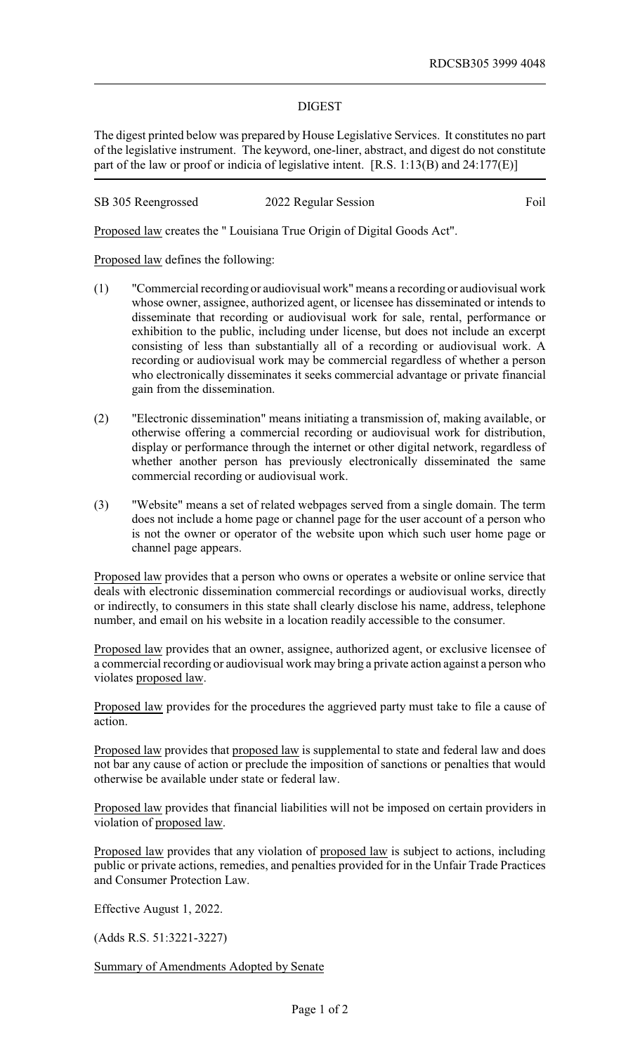RDCSB305 3999 4048

## DIGEST

The digest printed below was prepared by House Legislative Services. It constitutes no part of the legislative instrument. The keyword, one-liner, abstract, and digest do not constitute part of the law or proof or indicia of legislative intent. [R.S. 1:13(B) and 24:177(E)]

SB 305 Reengrossed 2022 Regular Session Foil

Proposed law creates the " Louisiana True Origin of Digital Goods Act".

Proposed law defines the following:

(1) "Commercial recording or audiovisual work" means a recording or audiovisual work whose owner, assignee, authorized agent, or licensee has disseminated or intends to disseminate that recording or audiovisual work for sale, rental, performance or exhibition to the public, including under license, but does not include an excerpt consisting of less than substantially all of a recording or audiovisual work. A recording or audiovisual work may be commercial regardless of whether a person who electronically disseminates it seeks commercial advantage or private financial gain from the dissemination.

(2) "Electronic dissemination" means initiating a transmission of, making available, or otherwise offering a commercial recording or audiovisual work for distribution, display or performance through the internet or other digital network, regardless of whether another person has previously electronically disseminated the same commercial recording or audiovisual work.

(3) "Website" means a set of related webpages served from a single domain. The term does not include a home page or channel page for the user account of a person who is not the owner or operator of the website upon which such user home page or channel page appears.

Proposed law provides that a person who owns or operates a website or online service that deals with electronic dissemination commercial recordings or audiovisual works, directly or indirectly, to consumers in this state shall clearly disclose his name, address, telephone number, and email on his website in a location readily accessible to the consumer.

Proposed law provides that an owner, assignee, authorized agent, or exclusive licensee of a commercial recording or audiovisual work may bring a private action against a person who violates proposed law.

Proposed law provides for the procedures the aggrieved party must take to file a cause of action.

Proposed law provides that proposed law is supplemental to state and federal law and does not bar any cause of action or preclude the imposition of sanctions or penalties that would otherwise be available under state or federal law.

Proposed law provides that financial liabilities will not be imposed on certain providers in violation of proposed law.

Proposed law provides that any violation of proposed law is subject to actions, including public or private actions, remedies, and penalties provided for in the Unfair Trade Practices and Consumer Protection Law.

Effective August 1, 2022.

(Adds R.S. 51:3221-3227)

Summary of Amendments Adopted by Senate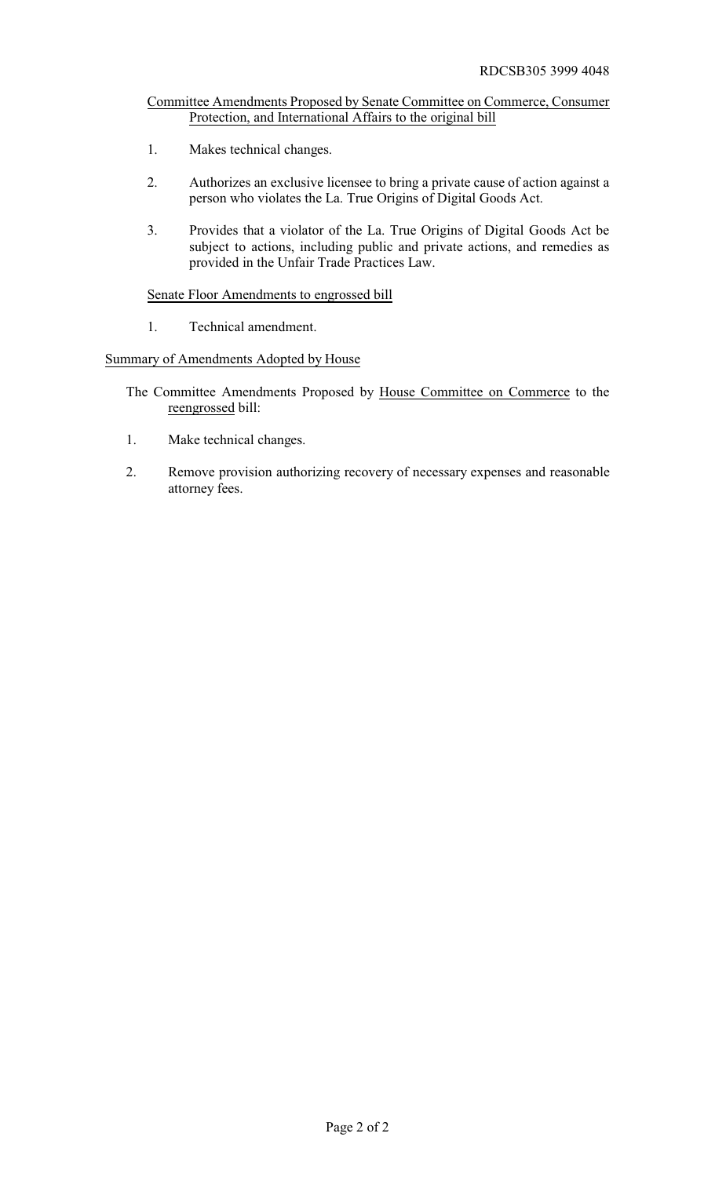Committee Amendments Proposed by Senate Committee on Commerce, Consumer Protection, and International Affairs to the original bill

1. Makes technical changes.

2. Authorizes an exclusive licensee to bring a private cause of action against a person who violates the La. True Origins of Digital Goods Act.

3. Provides that a violator of the La. True Origins of Digital Goods Act be subject to actions, including public and private actions, and remedies as provided in the Unfair Trade Practices Law.

Senate Floor Amendments to engrossed bill

1. Technical amendment.

Summary of Amendments Adopted by House

The Committee Amendments Proposed by House Committee on Commerce to the reengrossed bill:

1. Make technical changes.

2. Remove provision authorizing recovery of necessary expenses and reasonable attorney fees.